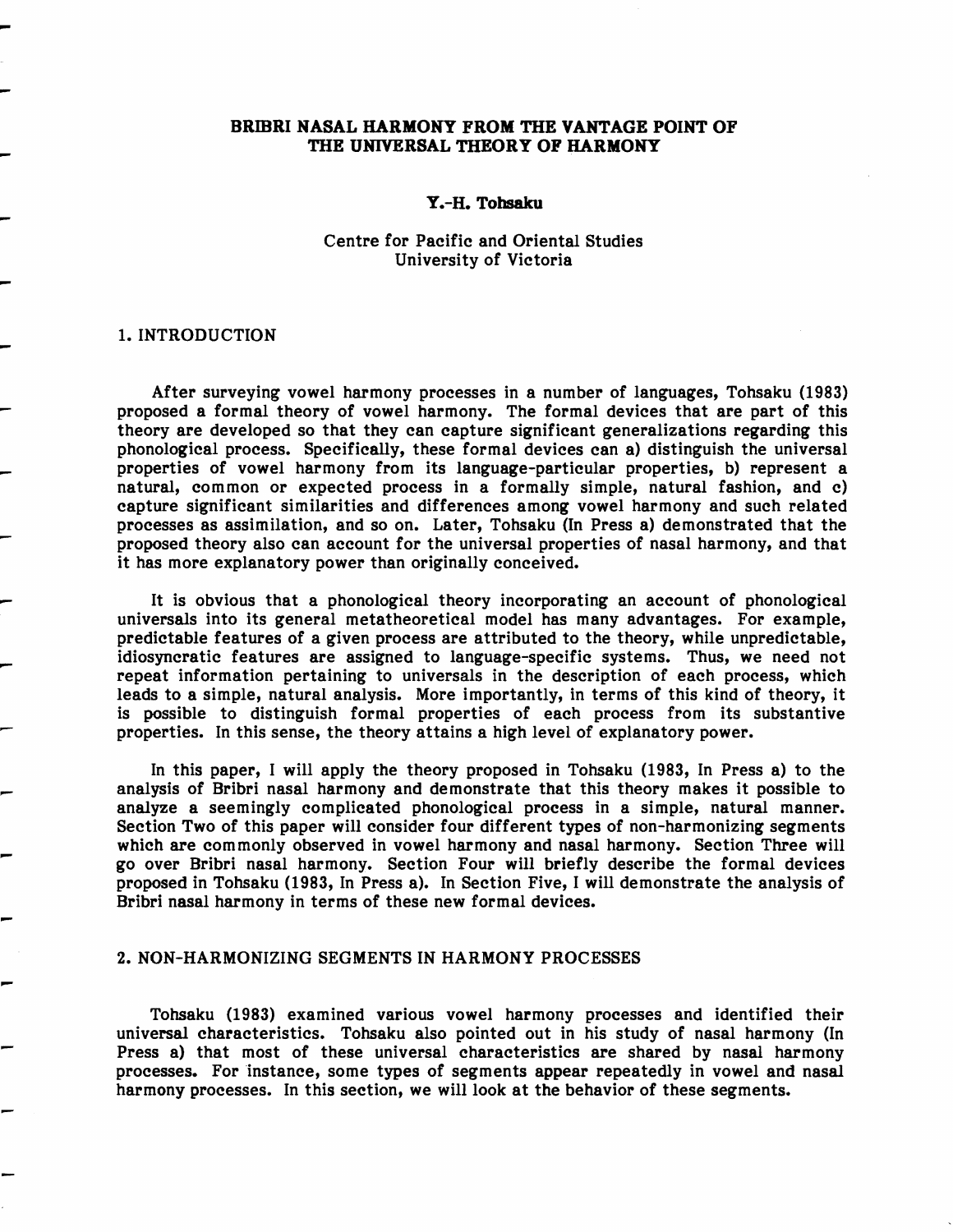# BRIBRI NASAL HARMONY FROM THE VANTAGE POINT OF THE UNIVERSAL THEORY OF HARMONY

**Y.-H. Tohsaku**

Centre for Pacific and Oriental Studies
University of Victoria

## 1. INTRODUCTION

After surveying vowel harmony processes in a number of languages, Tohsaku (1983) proposed a formal theory of vowel harmony. The formal devices that are part of this theory are developed so that they can capture significant generalizations regarding this phonological process. Specifically, these formal devices can a) distinguish the universal properties of vowel harmony from its language-particular properties, b) represent a natural, common or expected process in a formally simple, natural fashion, and c) capture significant similarities and differences among vowel harmony and such related processes as assimilation, and so on. Later, Tohsaku (In Press a) demonstrated that the proposed theory also can account for the universal properties of nasal harmony, and that it has more explanatory power than originally conceived.

It is obvious that a phonological theory incorporating an account of phonological universals into its general metatheoretical model has many advantages. For example, predictable features of a given process are attributed to the theory, while unpredictable, idiosyncratic features are assigned to language-specific systems. Thus, we need not repeat information pertaining to universals in the description of each process, which leads to a simple, natural analysis. More importantly, in terms of this kind of theory, it is possible to distinguish formal properties of each process from its substantive properties. In this sense, the theory attains a high level of explanatory power.

In this paper, I will apply the theory proposed in Tohsaku (1983, In Press a) to the analysis of Bribri nasal harmony and demonstrate that this theory makes it possible to analyze a seemingly complicated phonological process in a simple, natural manner. Section Two of this paper will consider four different types of non-harmonizing segments which are commonly observed in vowel harmony and nasal harmony. Section Three will go over Bribri nasal harmony. Section Four will briefly describe the formal devices proposed in Tohsaku (1983, In Press a). In Section Five, I will demonstrate the analysis of Bribri nasal harmony in terms of these new formal devices.

## 2. NON-HARMONIZING SEGMENTS IN HARMONY PROCESSES

Tohsaku (1983) examined various vowel harmony processes and identified their universal characteristics. Tohsaku also pointed out in his study of nasal harmony (In Press a) that most of these universal characteristics are shared by nasal harmony processes. For instance, some types of segments appear repeatedly in vowel and nasal harmony processes. In this section, we will look at the behavior of these segments.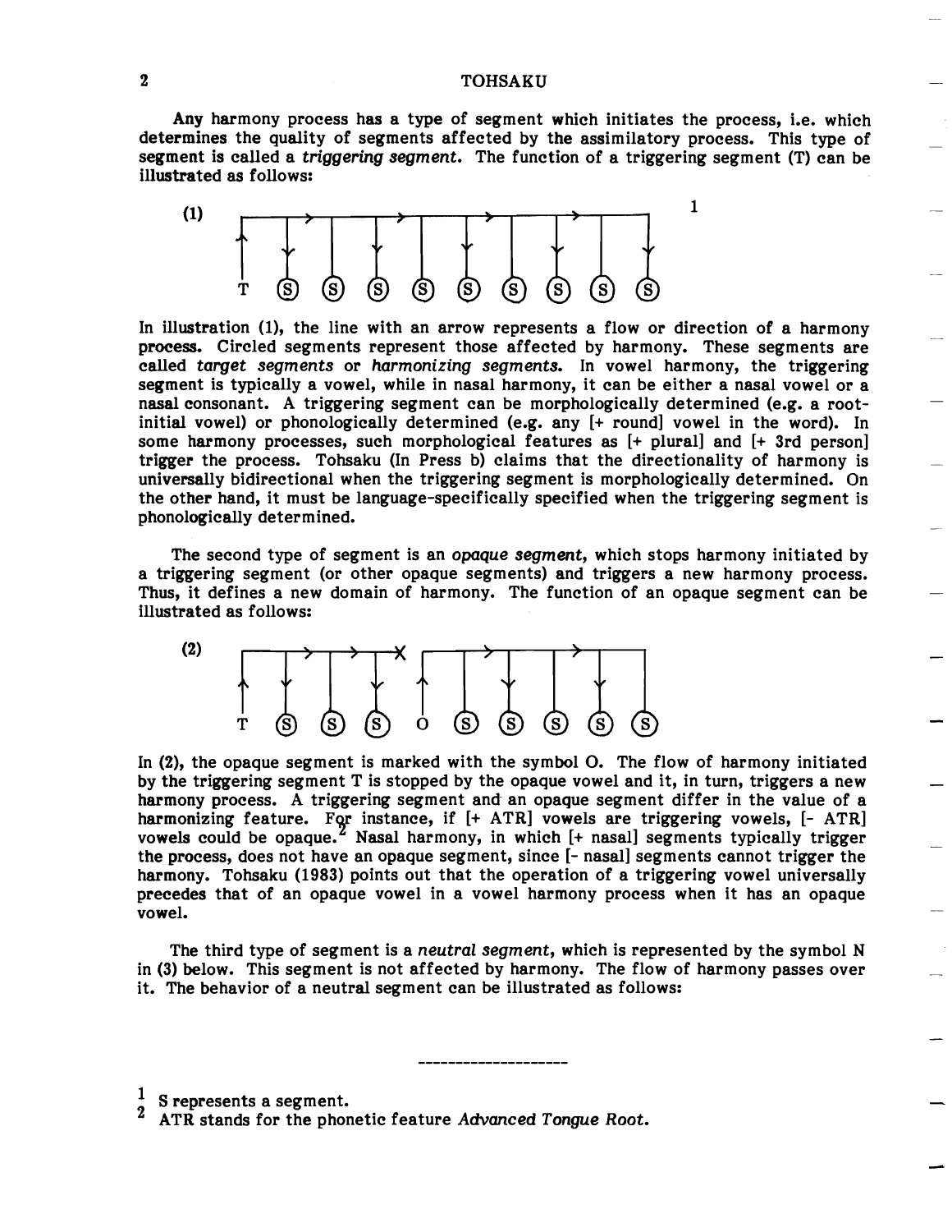Any harmony process has a type of segment which initiates the process, i.e. which determines the quality of segments affected by the assimilatory process. This type of segment is called a *triggering segment*. The function of a triggering segment (T) can be illustrated as follows:

(1) [1]

```
T  (S)  (S)  (S)  (S)  (S)  (S)  (S)  (S)  (S)
```

In illustration (1), the line with an arrow represents a flow or direction of a harmony process. Circled segments represent those affected by harmony. These segments are called *target segments* or *harmonizing segments*. In vowel harmony, the triggering segment is typically a vowel, while in nasal harmony, it can be either a nasal vowel or a nasal consonant. A triggering segment can be morphologically determined (e.g. a root-initial vowel) or phonologically determined (e.g. any [+ round] vowel in the word). In some harmony processes, such morphological features as [+ plural] and [+ 3rd person] trigger the process. Tohsaku (In Press b) claims that the directionality of harmony is universally bidirectional when the triggering segment is morphologically determined. On the other hand, it must be language-specifically specified when the triggering segment is phonologically determined.

The second type of segment is an *opaque segment*, which stops harmony initiated by a triggering segment (or other opaque segments) and triggers a new harmony process. Thus, it defines a new domain of harmony. The function of an opaque segment can be illustrated as follows:

(2)

```
T  (S)  (S)  (S)  O  (S)  (S)  (S)  (S)  (S)
```

In (2), the opaque segment is marked with the symbol O. The flow of harmony initiated by the triggering segment T is stopped by the opaque vowel and it, in turn, triggers a new harmony process. A triggering segment and an opaque segment differ in the value of a harmonizing feature. For instance, if [+ ATR] vowels are triggering vowels, [- ATR] vowels could be opaque.[2] Nasal harmony, in which [+ nasal] segments typically trigger the process, does not have an opaque segment, since [- nasal] segments cannot trigger the harmony. Tohsaku (1983) points out that the operation of a triggering vowel universally precedes that of an opaque vowel in a vowel harmony process when it has an opaque vowel.

The third type of segment is a *neutral segment*, which is represented by the symbol N in (3) below. This segment is not affected by harmony. The flow of harmony passes over it. The behavior of a neutral segment can be illustrated as follows:

---

[1] S represents a segment.

[2] ATR stands for the phonetic feature *Advanced Tongue Root*.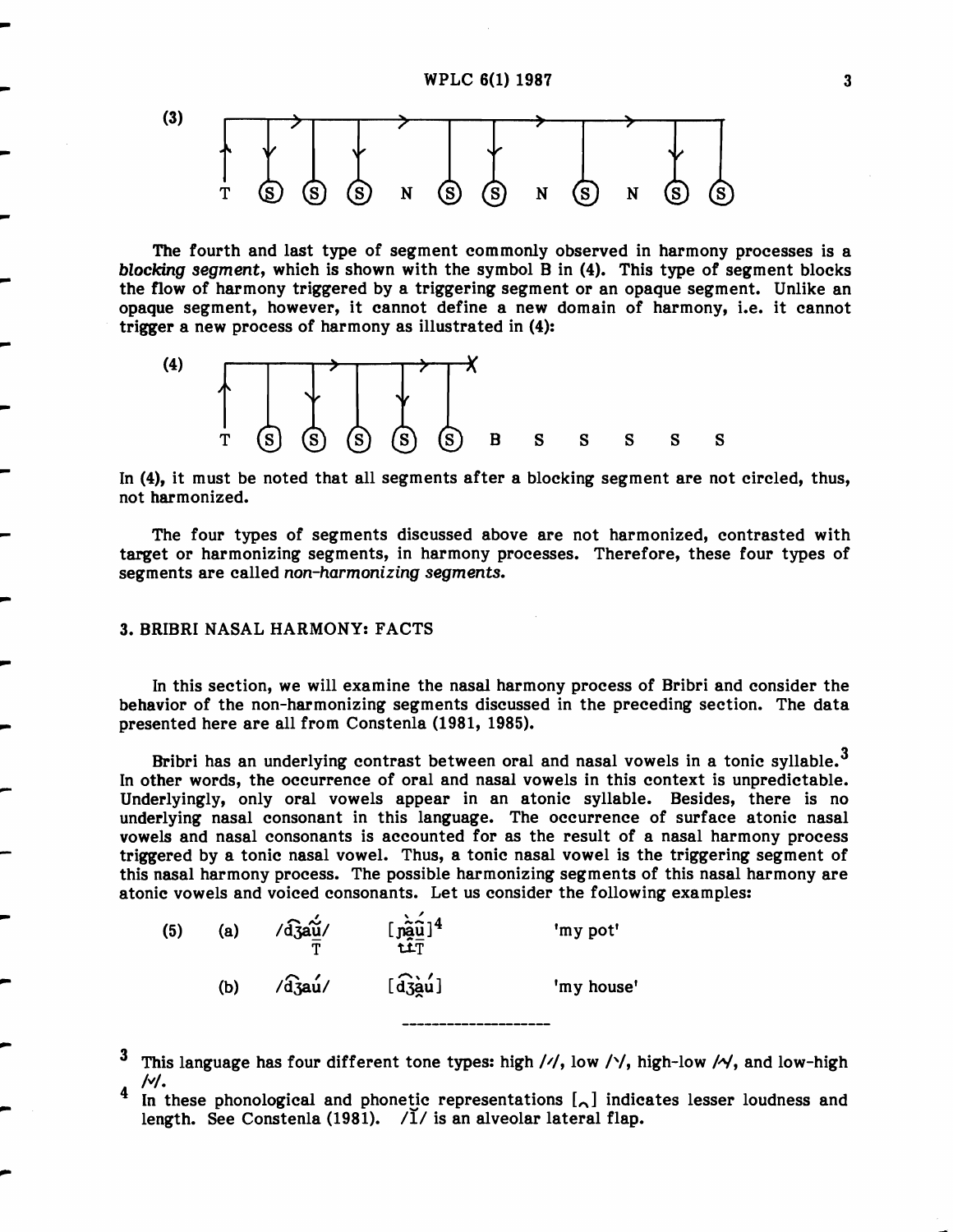(3)

```
 ┌───>─────────>──────────>───────>──────┐
 ↑  ↓   |   ↓       |   ↓       |        ↓  |
 T (S) (S) (S)  N  (S) (S)  N  (S)  N  (S) (S)
```

The fourth and last type of segment commonly observed in harmony processes is a *blocking segment*, which is shown with the symbol B in (4). This type of segment blocks the flow of harmony triggered by a triggering segment or an opaque segment. Unlike an opaque segment, however, it cannot define a new domain of harmony, i.e. it cannot trigger a new process of harmony as illustrated in (4):

(4)

```
 ┌──────>──────>──X
 ↑  |   ↓   |   ↓   |
 T (S) (S) (S) (S) (S)  B  S  S  S  S  S
```

In (4), it must be noted that all segments after a blocking segment are not circled, thus, not harmonized.

The four types of segments discussed above are not harmonized, contrasted with target or harmonizing segments, in harmony processes. Therefore, these four types of segments are called *non-harmonizing segments.*

## 3. BRIBRI NASAL HARMONY: FACTS

In this section, we will examine the nasal harmony process of Bribri and consider the behavior of the non-harmonizing segments discussed in the preceding section. The data presented here are all from Constenla (1981, 1985).

Bribri has an underlying contrast between oral and nasal vowels in a tonic syllable.[3] In other words, the occurrence of oral and nasal vowels in this context is unpredictable. Underlyingly, only oral vowels appear in an atonic syllable. Besides, there is no underlying nasal consonant in this language. The occurrence of surface atonic nasal vowels and nasal consonants is accounted for as the result of a nasal harmony process triggered by a tonic nasal vowel. Thus, a tonic nasal vowel is the triggering segment of this nasal harmony process. The possible harmonizing segments of this nasal harmony are atonic vowels and voiced consonants. Let us consider the following examples:

| (5) | | | | |
|---|---|---|---|---|
| | (a) | /d͡ʒaṹ/ (T) | [ɲã̀ṹ][4] | 'my pot' |
| | (b) | /d͡ʒaú/ | [d͡ʒàú] | 'my house' |

---

[3] This language has four different tone types: high /ˊ/, low /ˋ/, high-low /ˆ/, and low-high /ˇ/.

[4] In these phonological and phonetic representations [‸] indicates lesser loudness and length. See Constenla (1981). /l̆/ is an alveolar lateral flap.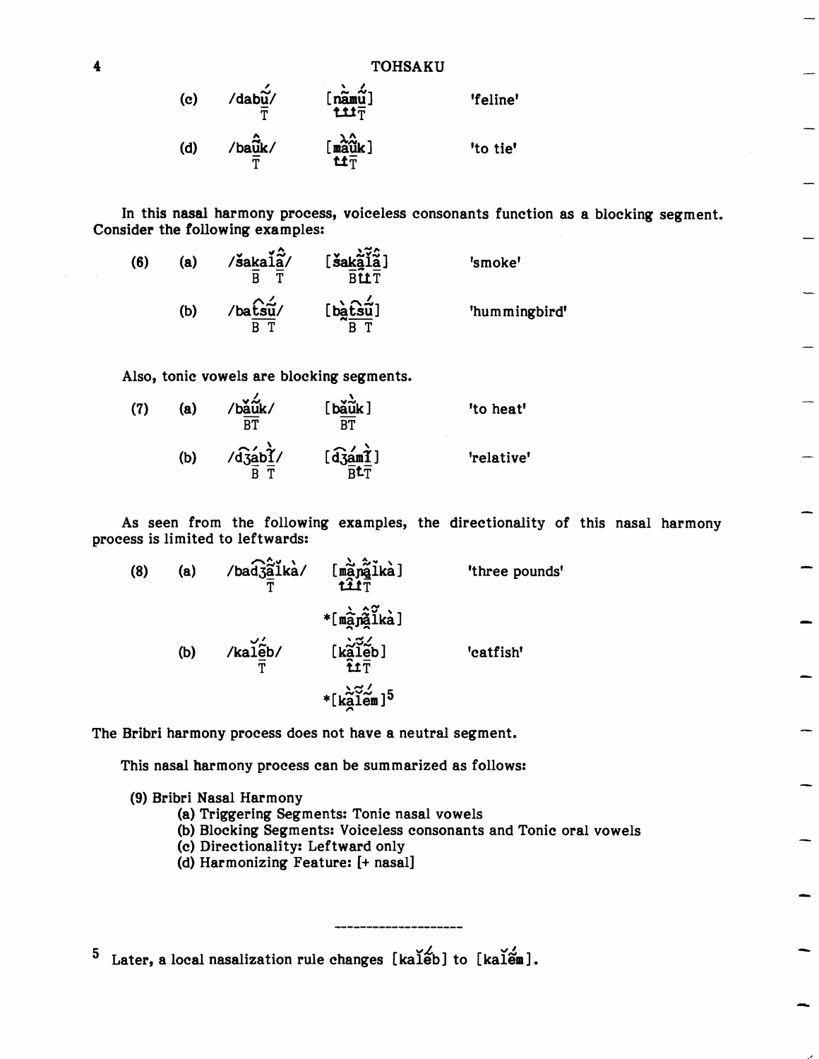(c) /dabū́/ [nàmū́] 'feline'
  T   t t T

(d) /baû̃k/ [màû̃k] 'to tie'
  T   t T

In this nasal harmony process, voiceless consonants function as a blocking segment. Consider the following examples:

(6) (a) /šakalâ̰/ [šakà̰ḭ̃â̰] 'smoke'
  B T   B t t T

(b) /batsū́/ [bàtsū́] 'hummingbird'
  B T   B T

Also, tonic vowels are blocking segments.

(7) (a) /bǎū́k/ [bǎū̀k] 'to heat'
  BT   BT

(b) /dʒábĩ̀/ [dʒámĩ̀] 'relative'
  B T   B t T

As seen from the following examples, the directionality of this nasal harmony process is limited to leftwards:

(8) (a) /badʒâ̰ǐkà/ [mà̰ɲâ̰ǐkà] 'three pounds'
  T   t t t T

*[mà̰ɲâ̰ĩ̌kà]

(b) /kalḛ́b/ [kà̰ĩ̌ḛ́b] 'catfish'
  T   t t T

*[kà̰ĩ̌ḛ́m][5]

The Bribri harmony process does not have a neutral segment.

This nasal harmony process can be summarized as follows:

(9) Bribri Nasal Harmony
- (a) Triggering Segments: Tonic nasal vowels
- (b) Blocking Segments: Voiceless consonants and Tonic oral vowels
- (c) Directionality: Leftward only
- (d) Harmonizing Feature: [+ nasal]

---

[5] Later, a local nasalization rule changes [kaǐḗb] to [kaǐḗm].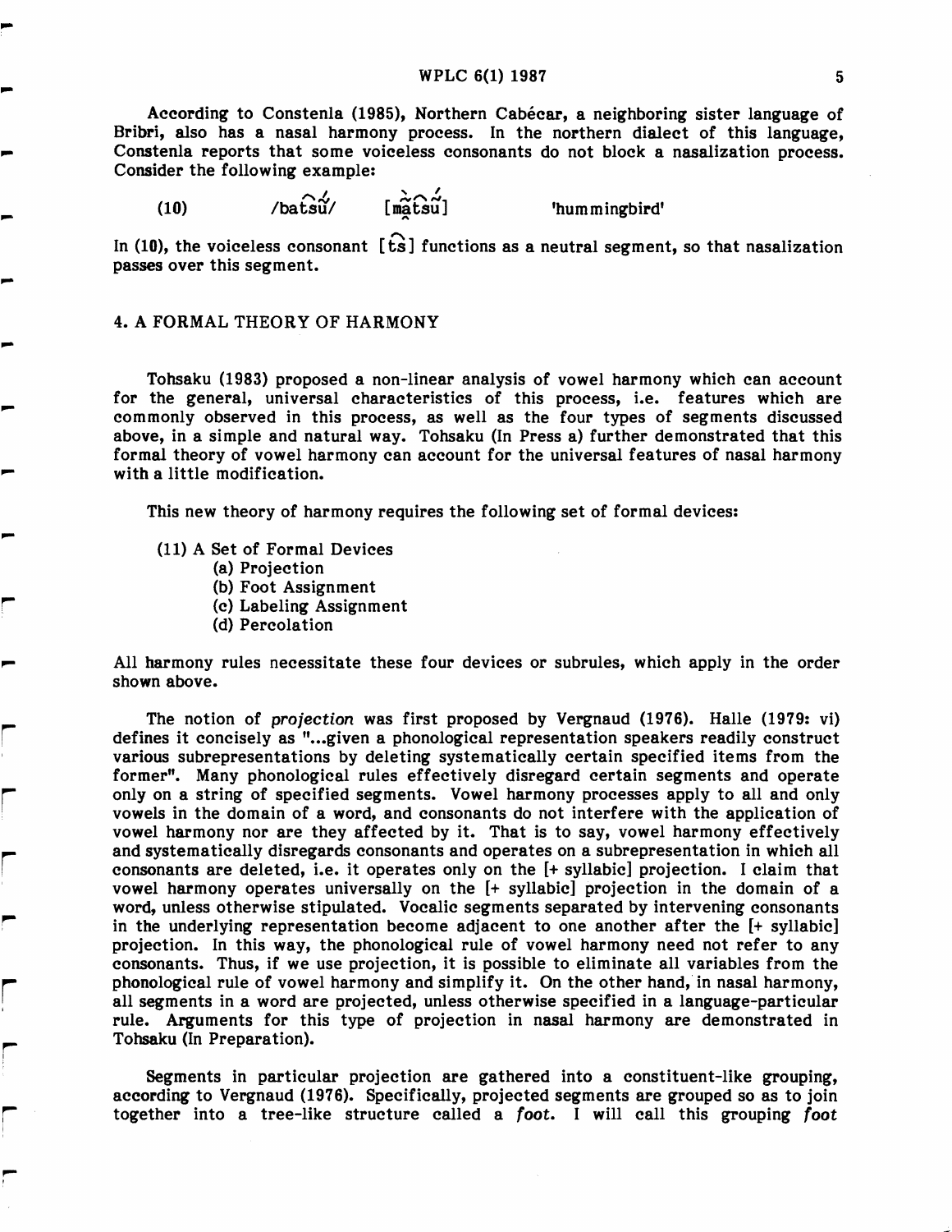According to Constenla (1985), Northern Cabécar, a neighboring sister language of Bribri, also has a nasal harmony process. In the northern dialect of this language, Constenla reports that some voiceless consonants do not block a nasalization process. Consider the following example:

(10) /bat͡sű/ [m̃ãt͡sű] 'hummingbird'

In (10), the voiceless consonant [t͡s] functions as a neutral segment, so that nasalization passes over this segment.

## 4. A FORMAL THEORY OF HARMONY

Tohsaku (1983) proposed a non-linear analysis of vowel harmony which can account for the general, universal characteristics of this process, i.e. features which are commonly observed in this process, as well as the four types of segments discussed above, in a simple and natural way. Tohsaku (In Press a) further demonstrated that this formal theory of vowel harmony can account for the universal features of nasal harmony with a little modification.

This new theory of harmony requires the following set of formal devices:

(11) A Set of Formal Devices
- (a) Projection
- (b) Foot Assignment
- (c) Labeling Assignment
- (d) Percolation

All harmony rules necessitate these four devices or subrules, which apply in the order shown above.

The notion of *projection* was first proposed by Vergnaud (1976). Halle (1979: vi) defines it concisely as "...given a phonological representation speakers readily construct various subrepresentations by deleting systematically certain specified items from the former". Many phonological rules effectively disregard certain segments and operate only on a string of specified segments. Vowel harmony processes apply to all and only vowels in the domain of a word, and consonants do not interfere with the application of vowel harmony nor are they affected by it. That is to say, vowel harmony effectively and systematically disregards consonants and operates on a subrepresentation in which all consonants are deleted, i.e. it operates only on the [+ syllabic] projection. I claim that vowel harmony operates universally on the [+ syllabic] projection in the domain of a word, unless otherwise stipulated. Vocalic segments separated by intervening consonants in the underlying representation become adjacent to one another after the [+ syllabic] projection. In this way, the phonological rule of vowel harmony need not refer to any consonants. Thus, if we use projection, it is possible to eliminate all variables from the phonological rule of vowel harmony and simplify it. On the other hand, in nasal harmony, all segments in a word are projected, unless otherwise specified in a language-particular rule. Arguments for this type of projection in nasal harmony are demonstrated in Tohsaku (In Preparation).

Segments in particular projection are gathered into a constituent-like grouping, according to Vergnaud (1976). Specifically, projected segments are grouped so as to join together into a tree-like structure called a *foot*. I will call this grouping *foot*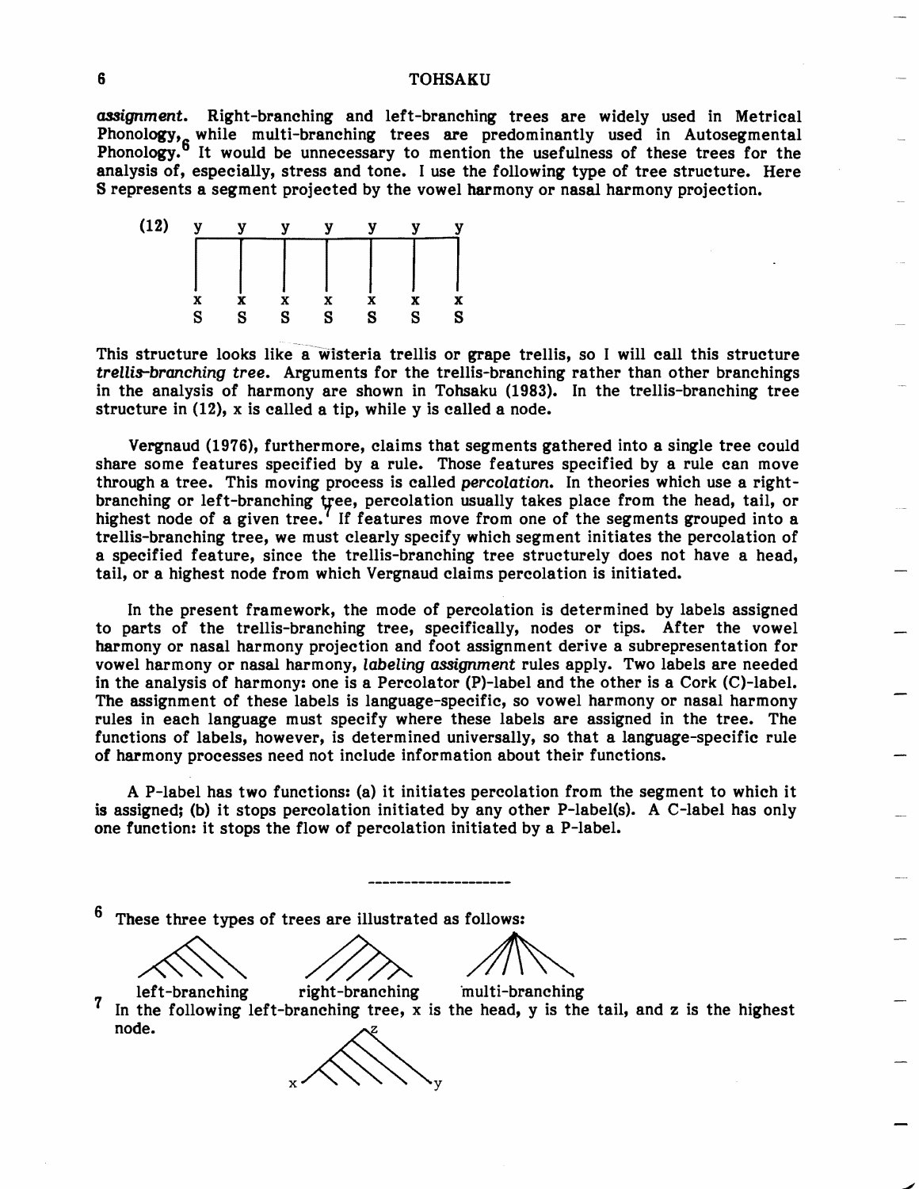*assignment*. Right-branching and left-branching trees are widely used in Metrical Phonology,[6] while multi-branching trees are predominantly used in Autosegmental Phonology.[6] It would be unnecessary to mention the usefulness of these trees for the analysis of, especially, stress and tone. I use the following type of tree structure. Here S represents a segment projected by the vowel harmony or nasal harmony projection.

```
(12)  y   y   y   y   y   y   y
      ┌───┬───┬───┬───┬───┬───┐
      │   │   │   │   │   │   │
      │   │   │   │   │   │   │
      x   x   x   x   x   x   x
      S   S   S   S   S   S   S
```

This structure looks like a wisteria trellis or grape trellis, so I will call this structure *trellis-branching tree*. Arguments for the trellis-branching rather than other branchings in the analysis of harmony are shown in Tohsaku (1983). In the trellis-branching tree structure in (12), x is called a tip, while y is called a node.

Vergnaud (1976), furthermore, claims that segments gathered into a single tree could share some features specified by a rule. Those features specified by a rule can move through a tree. This moving process is called *percolation*. In theories which use a right-branching or left-branching tree, percolation usually takes place from the head, tail, or highest node of a given tree.[7] If features move from one of the segments grouped into a trellis-branching tree, we must clearly specify which segment initiates the percolation of a specified feature, since the trellis-branching tree structurely does not have a head, tail, or a highest node from which Vergnaud claims percolation is initiated.

In the present framework, the mode of percolation is determined by labels assigned to parts of the trellis-branching tree, specifically, nodes or tips. After the vowel harmony or nasal harmony projection and foot assignment derive a subrepresentation for vowel harmony or nasal harmony, *labeling assignment* rules apply. Two labels are needed in the analysis of harmony: one is a Percolator (P)-label and the other is a Cork (C)-label. The assignment of these labels is language-specific, so vowel harmony or nasal harmony rules in each language must specify where these labels are assigned in the tree. The functions of labels, however, is determined universally, so that a language-specific rule of harmony processes need not include information about their functions.

A P-label has two functions: (a) it initiates percolation from the segment to which it is assigned; (b) it stops percolation initiated by any other P-label(s). A C-label has only one function: it stops the flow of percolation initiated by a P-label.

---

[6] These three types of trees are illustrated as follows:

left-branching &nbsp;&nbsp;&nbsp;&nbsp; right-branching &nbsp;&nbsp;&nbsp;&nbsp; multi-branching

[7] In the following left-branching tree, x is the head, y is the tail, and z is the highest node.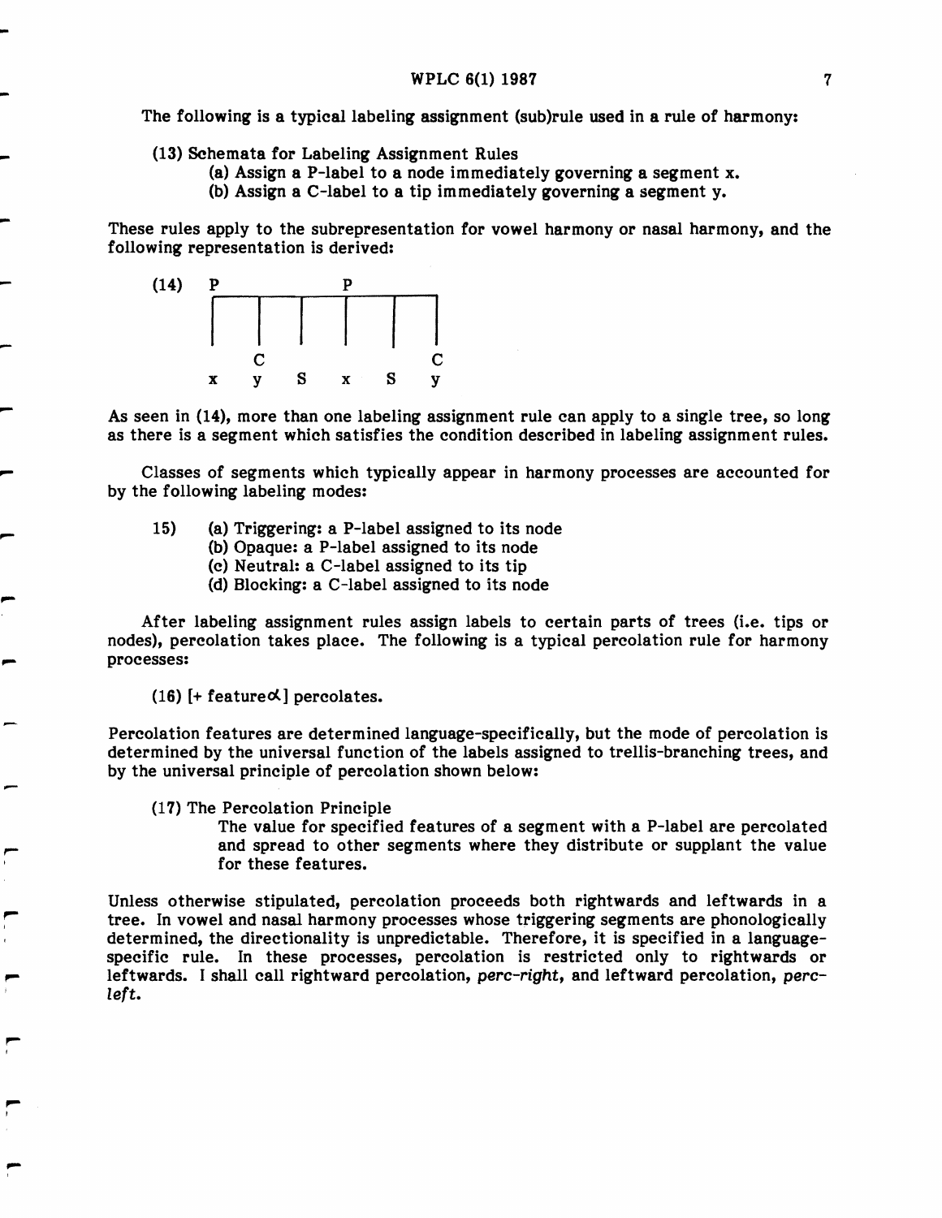The following is a typical labeling assignment (sub)rule used in a rule of harmony:

(13) Schemata for Labeling Assignment Rules

(a) Assign a P-label to a node immediately governing a segment x.
(b) Assign a C-label to a tip immediately governing a segment y.

These rules apply to the subrepresentation for vowel harmony or nasal harmony, and the following representation is derived:

```
(14)  P             P
      ┌────┬────┬────┬────┬────┐
      │    │    │    │    │    │
      │    │    │    │    │    │
           C                   C
      x    y    S    x    S    y
```

As seen in (14), more than one labeling assignment rule can apply to a single tree, so long as there is a segment which satisfies the condition described in labeling assignment rules.

Classes of segments which typically appear in harmony processes are accounted for by the following labeling modes:

15) (a) Triggering: a P-label assigned to its node
(b) Opaque: a P-label assigned to its node
(c) Neutral: a C-label assigned to its tip
(d) Blocking: a C-label assigned to its node

After labeling assignment rules assign labels to certain parts of trees (i.e. tips or nodes), percolation takes place. The following is a typical percolation rule for harmony processes:

(16) [+ feature$\alpha$] percolates.

Percolation features are determined language-specifically, but the mode of percolation is determined by the universal function of the labels assigned to trellis-branching trees, and by the universal principle of percolation shown below:

(17) The Percolation Principle

The value for specified features of a segment with a P-label are percolated and spread to other segments where they distribute or supplant the value for these features.

Unless otherwise stipulated, percolation proceeds both rightwards and leftwards in a tree. In vowel and nasal harmony processes whose triggering segments are phonologically determined, the directionality is unpredictable. Therefore, it is specified in a language-specific rule. In these processes, percolation is restricted only to rightwards or leftwards. I shall call rightward percolation, *perc-right*, and leftward percolation, *perc-left*.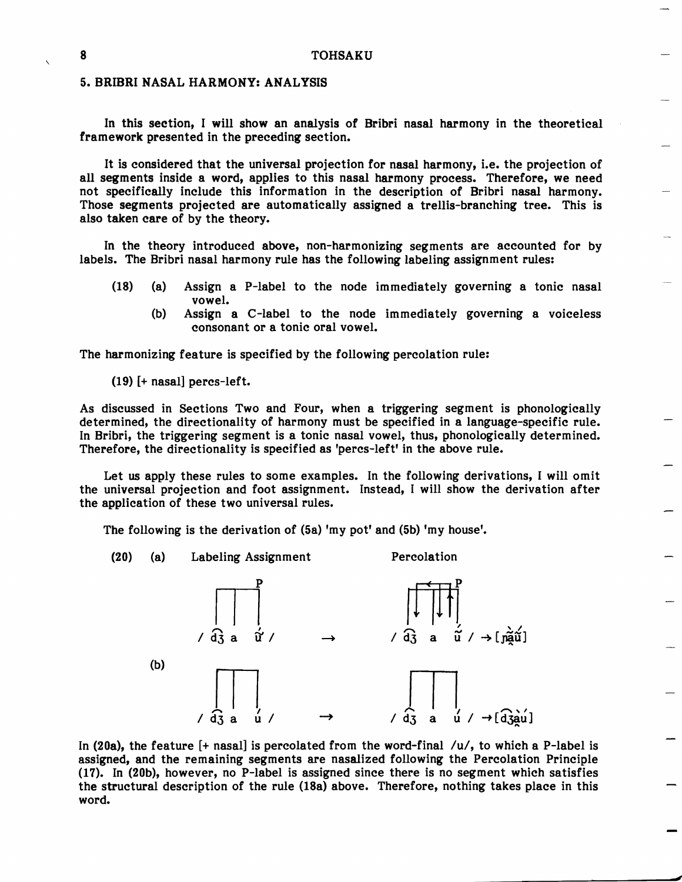## 5. BRIBRI NASAL HARMONY: ANALYSIS

In this section, I will show an analysis of Bribri nasal harmony in the theoretical framework presented in the preceding section.

It is considered that the universal projection for nasal harmony, i.e. the projection of all segments inside a word, applies to this nasal harmony process. Therefore, we need not specifically include this information in the description of Bribri nasal harmony. Those segments projected are automatically assigned a trellis-branching tree. This is also taken care of by the theory.

In the theory introduced above, non-harmonizing segments are accounted for by labels. The Bribri nasal harmony rule has the following labeling assignment rules:

(18) (a) Assign a P-label to the node immediately governing a tonic nasal vowel.

(b) Assign a C-label to the node immediately governing a voiceless consonant or a tonic oral vowel.

The harmonizing feature is specified by the following percolation rule:

(19) [+ nasal] percs-left.

As discussed in Sections Two and Four, when a triggering segment is phonologically determined, the directionality of harmony must be specified in a language-specific rule. In Bribri, the triggering segment is a tonic nasal vowel, thus, phonologically determined. Therefore, the directionality is specified as 'percs-left' in the above rule.

Let us apply these rules to some examples. In the following derivations, I will omit the universal projection and foot assignment. Instead, I will show the derivation after the application of these two universal rules.

The following is the derivation of (5a) 'my pot' and (5b) 'my house'.

(20) (a) Labeling Assignment → Percolation

/ d͡ʒ a ṹ / → / d͡ʒ a ṹ / → [ɲà̰ṹ]

(b)

/ d͡ʒ a ú / → / d͡ʒ a ú / → [d͡ʒà̰ú]

In (20a), the feature [+ nasal] is percolated from the word-final /u/, to which a P-label is assigned, and the remaining segments are nasalized following the Percolation Principle (17). In (20b), however, no P-label is assigned since there is no segment which satisfies the structural description of the rule (18a) above. Therefore, nothing takes place in this word.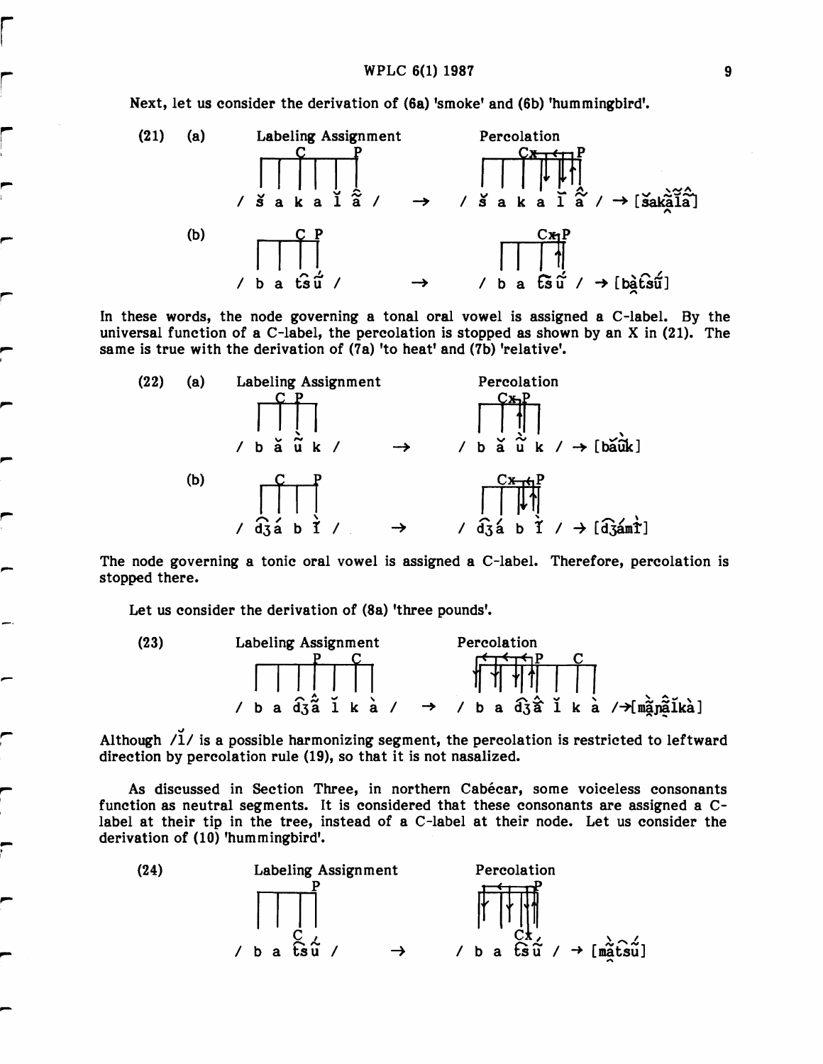Next, let us consider the derivation of (6a) 'smoke' and (6b) 'hummingbird'.

(21) (a) Labeling Assignment / š̆ a k a ĭ ầ / → Percolation / š̆ a k a ĭ ầ / → [šakã̀ĩ̆ã̂]

(b) / b a t͡sú̃ / → / b a t͡sú̃ / → [bà̰t͡sú̃]

In these words, the node governing a tonal oral vowel is assigned a C-label. By the universal function of a C-label, the percolation is stopped as shown by an X in (21). The same is true with the derivation of (7a) 'to heat' and (7b) 'relative'.

(22) (a) Labeling Assignment / b ă ũ̀ k / → Percolation / b ă ũ̀ k / → [bắũ̀k]

(b) / d͡ʒá b ĭ̀ / → / d͡ʒá b ĭ̀ / → [d͡ʒámĭ̀]

The node governing a tonic oral vowel is assigned a C-label. Therefore, percolation is stopped there.

Let us consider the derivation of (8a) 'three pounds'.

(23) Labeling Assignment / b a d͡ʒầ ĭ k à / → Percolation / b a d͡ʒầ ĭ k à / →[mã̰ɲã̂ĭkà]

Although /ĭ/ is a possible harmonizing segment, the percolation is restricted to leftward direction by percolation rule (19), so that it is not nasalized.

As discussed in Section Three, in northern Cabécar, some voiceless consonants function as neutral segments. It is considered that these consonants are assigned a C-label at their tip in the tree, instead of a C-label at their node. Let us consider the derivation of (10) 'hummingbird'.

(24) Labeling Assignment / b a t͡sú̃ / → Percolation / b a t͡sú̃ / → [mã̰̀t͡sú̃]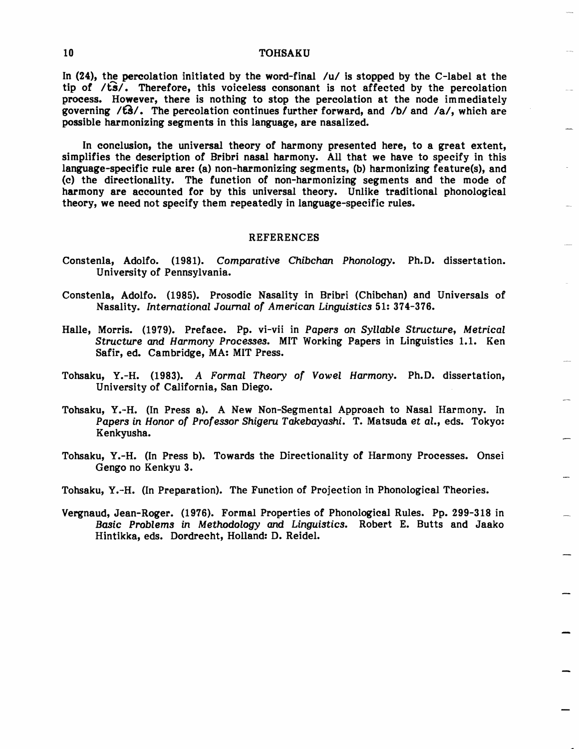In (24), the percolation initiated by the word-final /u/ is stopped by the C-label at the tip of /t͡s/. Therefore, this voiceless consonant is not affected by the percolation process. However, there is nothing to stop the percolation at the node immediately governing /t͡s/. The percolation continues further forward, and /b/ and /a/, which are possible harmonizing segments in this language, are nasalized.

In conclusion, the universal theory of harmony presented here, to a great extent, simplifies the description of Bribri nasal harmony. All that we have to specify in this language-specific rule are: (a) non-harmonizing segments, (b) harmonizing feature(s), and (c) the directionality. The function of non-harmonizing segments and the mode of harmony are accounted for by this universal theory. Unlike traditional phonological theory, we need not specify them repeatedly in language-specific rules.

## REFERENCES

Constenla, Adolfo. (1981). *Comparative Chibchan Phonology*. Ph.D. dissertation. University of Pennsylvania.

Constenla, Adolfo. (1985). Prosodic Nasality in Bribri (Chibchan) and Universals of Nasality. *International Journal of American Linguistics* 51: 374-376.

Halle, Morris. (1979). Preface. Pp. vi-vii in *Papers on Syllable Structure, Metrical Structure and Harmony Processes*. MIT Working Papers in Linguistics 1.1. Ken Safir, ed. Cambridge, MA: MIT Press.

Tohsaku, Y.-H. (1983). *A Formal Theory of Vowel Harmony*. Ph.D. dissertation, University of California, San Diego.

Tohsaku, Y.-H. (In Press a). A New Non-Segmental Approach to Nasal Harmony. In *Papers in Honor of Professor Shigeru Takebayashi*. T. Matsuda *et al.*, eds. Tokyo: Kenkyusha.

Tohsaku, Y.-H. (In Press b). Towards the Directionality of Harmony Processes. Onsei Gengo no Kenkyu 3.

Tohsaku, Y.-H. (In Preparation). The Function of Projection in Phonological Theories.

Vergnaud, Jean-Roger. (1976). Formal Properties of Phonological Rules. Pp. 299-318 in *Basic Problems in Methodology and Linguistics*. Robert E. Butts and Jaako Hintikka, eds. Dordrecht, Holland: D. Reidel.